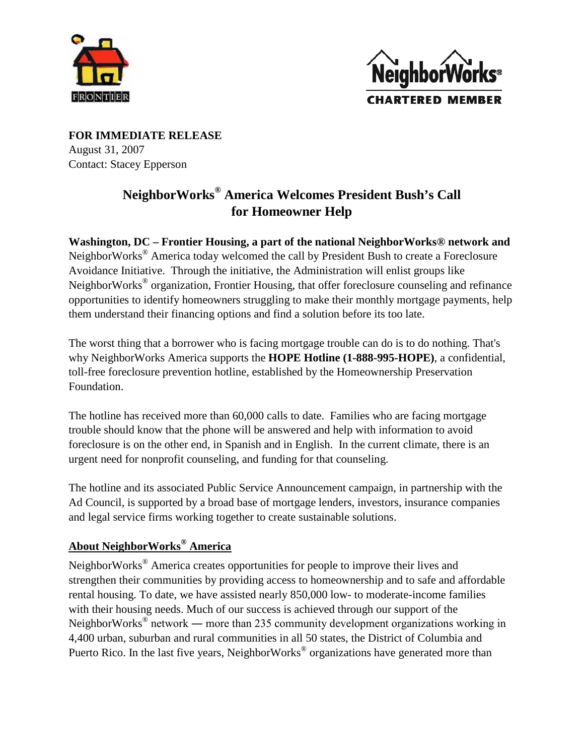FRONTIER

NeighborWorks® CHARTERED MEMBER

**FOR IMMEDIATE RELEASE**
August 31, 2007
Contact: Stacey Epperson

## NeighborWorks® America Welcomes President Bush's Call for Homeowner Help

**Washington, DC – Frontier Housing, a part of the national NeighborWorks® network and** NeighborWorks® America today welcomed the call by President Bush to create a Foreclosure Avoidance Initiative. Through the initiative, the Administration will enlist groups like NeighborWorks® organization, Frontier Housing, that offer foreclosure counseling and refinance opportunities to identify homeowners struggling to make their monthly mortgage payments, help them understand their financing options and find a solution before its too late.

The worst thing that a borrower who is facing mortgage trouble can do is to do nothing. That's why NeighborWorks America supports the **HOPE Hotline (1-888-995-HOPE)**, a confidential, toll-free foreclosure prevention hotline, established by the Homeownership Preservation Foundation.

The hotline has received more than 60,000 calls to date. Families who are facing mortgage trouble should know that the phone will be answered and help with information to avoid foreclosure is on the other end, in Spanish and in English. In the current climate, there is an urgent need for nonprofit counseling, and funding for that counseling.

The hotline and its associated Public Service Announcement campaign, in partnership with the Ad Council, is supported by a broad base of mortgage lenders, investors, insurance companies and legal service firms working together to create sustainable solutions.

### About NeighborWorks® America

NeighborWorks® America creates opportunities for people to improve their lives and strengthen their communities by providing access to homeownership and to safe and affordable rental housing. To date, we have assisted nearly 850,000 low- to moderate-income families with their housing needs. Much of our success is achieved through our support of the NeighborWorks® network — more than 235 community development organizations working in 4,400 urban, suburban and rural communities in all 50 states, the District of Columbia and Puerto Rico. In the last five years, NeighborWorks® organizations have generated more than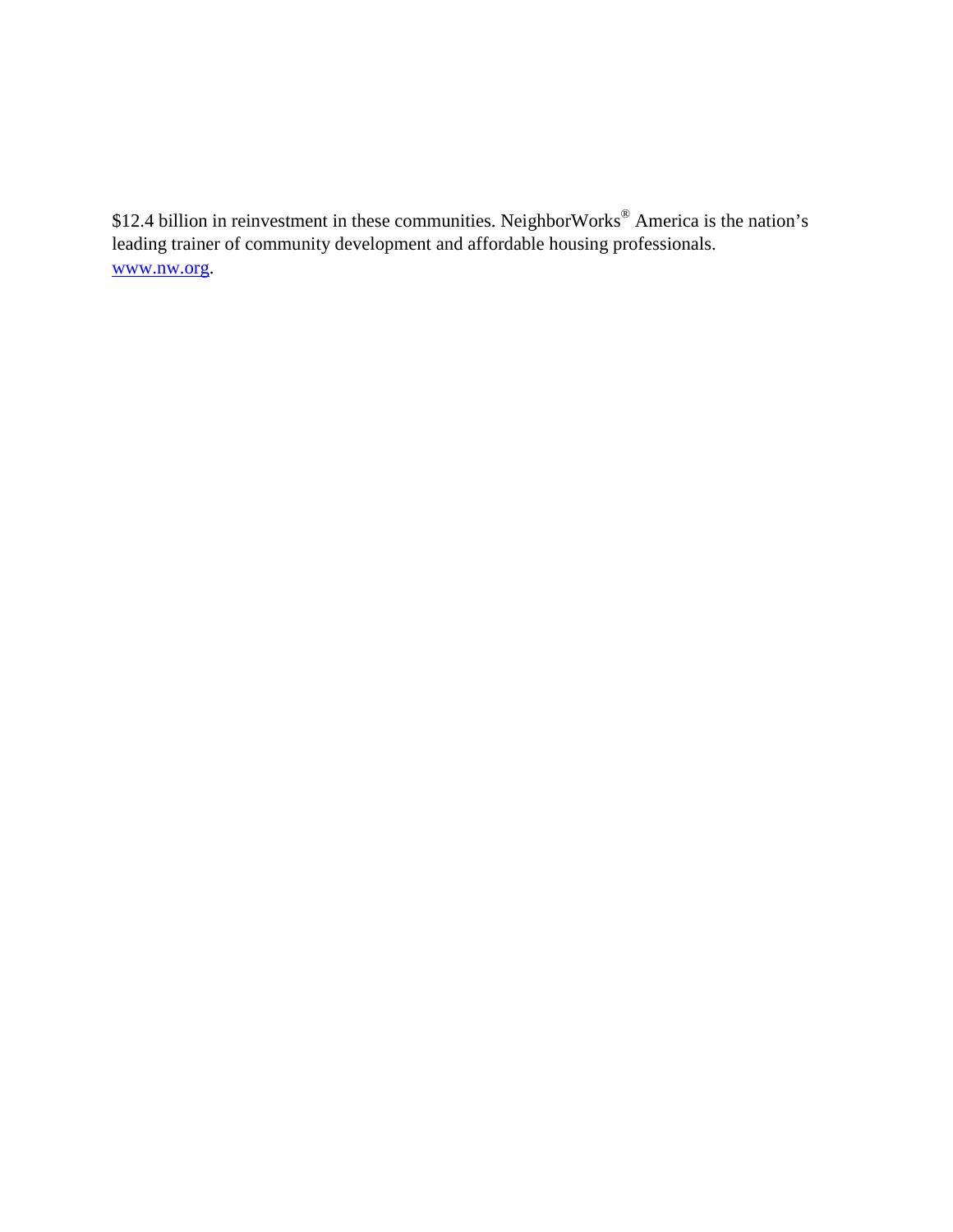$12.4 billion in reinvestment in these communities. NeighborWorks® America is the nation's leading trainer of community development and affordable housing professionals. [www.nw.org](http://www.nw.org).